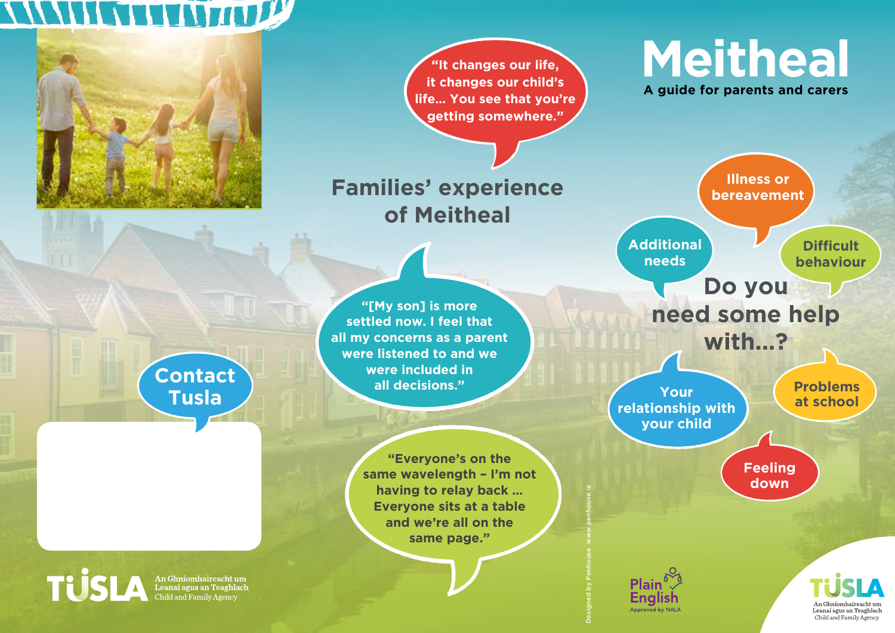# Meitheal

**A guide for parents and carers**

## Do you need some help with...?

- Illness or bereavement
- Additional needs
- Difficult behaviour
- Your relationship with your child
- Problems at school
- Feeling down

## Families' experience of Meitheal

"It changes our life, it changes our child's life... You see that you're getting somewhere."

"[My son] is more settled now. I feel that all my concerns as a parent were listened to and we were included in all decisions."

"Everyone's on the same wavelength – I'm not having to relay back ... Everyone sits at a table and we're all on the same page."

## Contact Tusla

TÚSLA
An Ghníomhaireacht um Leanaí agus an Teaghlach
Child and Family Agency

Designed by Penhouse www.penhouse.ie

Plain English Approved by NALA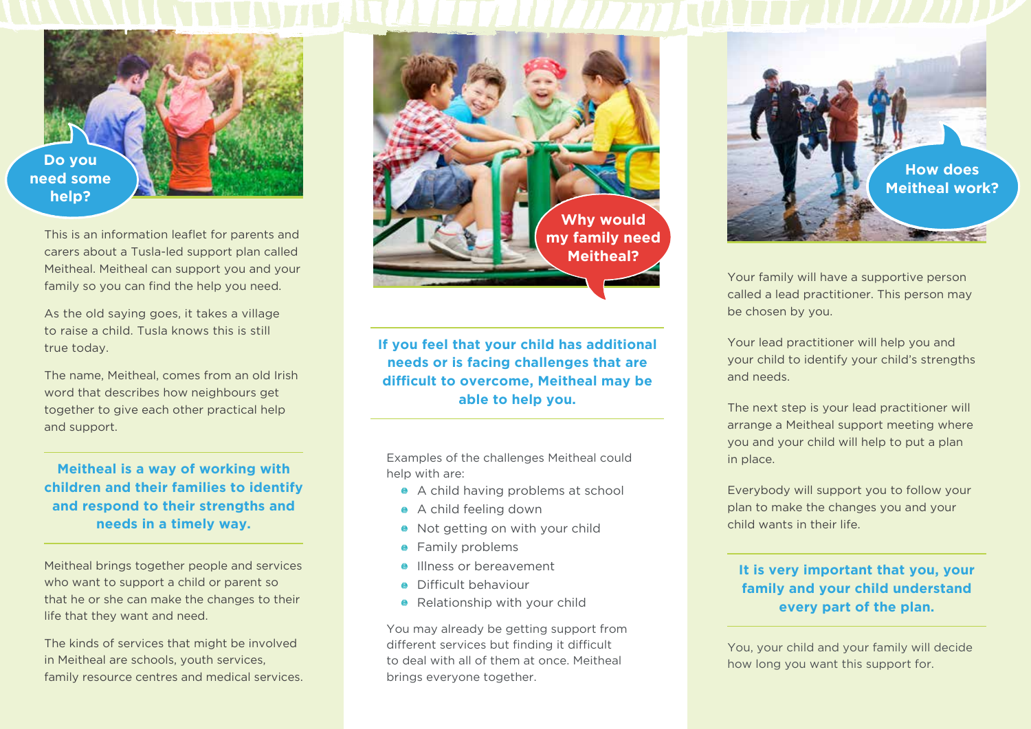## Do you need some help?

This is an information leaflet for parents and carers about a Tusla-led support plan called Meitheal. Meitheal can support you and your family so you can find the help you need.

As the old saying goes, it takes a village to raise a child. Tusla knows this is still true today.

The name, Meitheal, comes from an old Irish word that describes how neighbours get together to give each other practical help and support.

**Meitheal is a way of working with children and their families to identify and respond to their strengths and needs in a timely way.**

Meitheal brings together people and services who want to support a child or parent so that he or she can make the changes to their life that they want and need.

The kinds of services that might be involved in Meitheal are schools, youth services, family resource centres and medical services.

## Why would my family need Meitheal?

**If you feel that your child has additional needs or is facing challenges that are difficult to overcome, Meitheal may be able to help you.**

Examples of the challenges Meitheal could help with are:

- A child having problems at school
- A child feeling down
- Not getting on with your child
- Family problems
- Illness or bereavement
- Difficult behaviour
- Relationship with your child

You may already be getting support from different services but finding it difficult to deal with all of them at once. Meitheal brings everyone together.

## How does Meitheal work?

Your family will have a supportive person called a lead practitioner. This person may be chosen by you.

Your lead practitioner will help you and your child to identify your child's strengths and needs.

The next step is your lead practitioner will arrange a Meitheal support meeting where you and your child will help to put a plan in place.

Everybody will support you to follow your plan to make the changes you and your child wants in their life.

**It is very important that you, your family and your child understand every part of the plan.**

You, your child and your family will decide how long you want this support for.